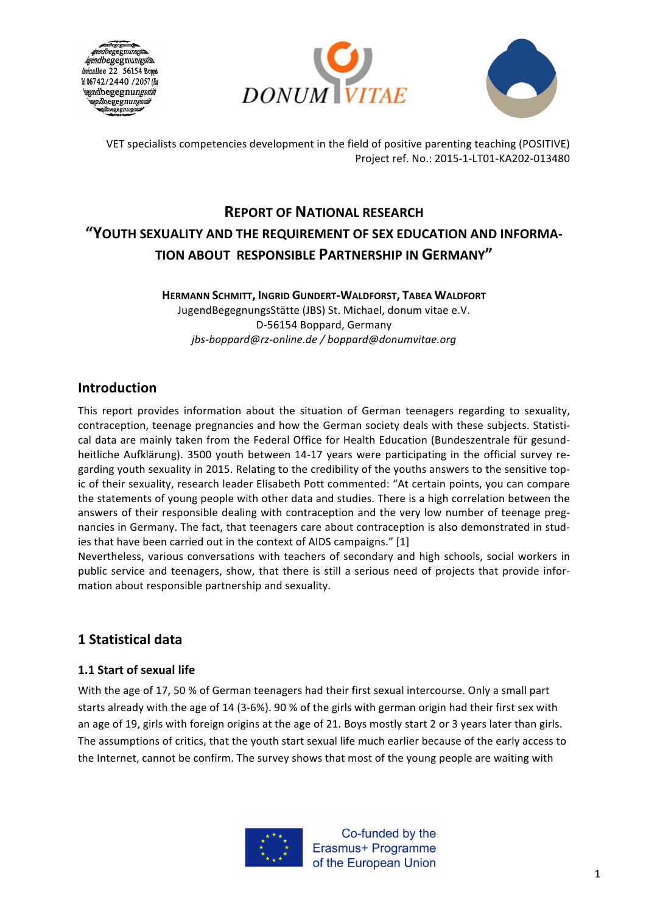VET specialists competencies development in the field of positive parenting teaching (POSITIVE)
Project ref. No.: 2015-1-LT01-KA202-013480

# REPORT OF NATIONAL RESEARCH "YOUTH SEXUALITY AND THE REQUIREMENT OF SEX EDUCATION AND INFORMATION ABOUT RESPONSIBLE PARTNERSHIP IN GERMANY"

**HERMANN SCHMITT, INGRID GUNDERT-WALDFORST, TABEA WALDFORT**
JugendBegegnungsStätte (JBS) St. Michael, donum vitae e.V.
D-56154 Boppard, Germany
*jbs-boppard@rz-online.de / boppard@donumvitae.org*

## Introduction

This report provides information about the situation of German teenagers regarding to sexuality, contraception, teenage pregnancies and how the German society deals with these subjects. Statistical data are mainly taken from the Federal Office for Health Education (Bundeszentrale für gesundheitliche Aufklärung). 3500 youth between 14-17 years were participating in the official survey regarding youth sexuality in 2015. Relating to the credibility of the youths answers to the sensitive topic of their sexuality, research leader Elisabeth Pott commented: "At certain points, you can compare the statements of young people with other data and studies. There is a high correlation between the answers of their responsible dealing with contraception and the very low number of teenage pregnancies in Germany. The fact, that teenagers care about contraception is also demonstrated in studies that have been carried out in the context of AIDS campaigns." [1]

Nevertheless, various conversations with teachers of secondary and high schools, social workers in public service and teenagers, show, that there is still a serious need of projects that provide information about responsible partnership and sexuality.

## 1 Statistical data

### 1.1 Start of sexual life

With the age of 17, 50 % of German teenagers had their first sexual intercourse. Only a small part starts already with the age of 14 (3-6%). 90 % of the girls with german origin had their first sex with an age of 19, girls with foreign origins at the age of 21. Boys mostly start 2 or 3 years later than girls. The assumptions of critics, that the youth start sexual life much earlier because of the early access to the Internet, cannot be confirm. The survey shows that most of the young people are waiting with

Co-funded by the Erasmus+ Programme of the European Union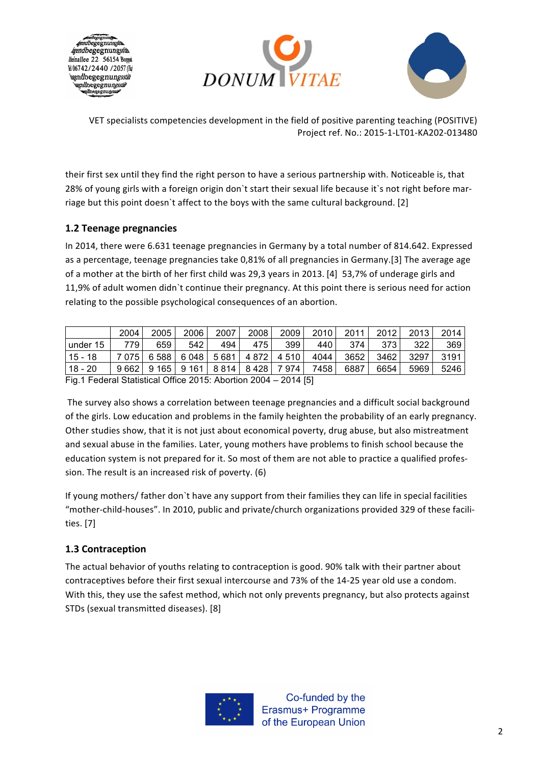their first sex until they find the right person to have a serious partnership with. Noticeable is, that 28% of young girls with a foreign origin don`t start their sexual life because it`s not right before marriage but this point doesn`t affect to the boys with the same cultural background. [2]

## 1.2 Teenage pregnancies

In 2014, there were 6.631 teenage pregnancies in Germany by a total number of 814.642. Expressed as a percentage, teenage pregnancies take 0,81% of all pregnancies in Germany.[3] The average age of a mother at the birth of her first child was 29,3 years in 2013. [4] 53,7% of underage girls and 11,9% of adult women didn`t continue their pregnancy. At this point there is serious need for action relating to the possible psychological consequences of an abortion.

| | 2004 | 2005 | 2006 | 2007 | 2008 | 2009 | 2010 | 2011 | 2012 | 2013 | 2014 |
|---|---|---|---|---|---|---|---|---|---|---|---|
| under 15 | 779 | 659 | 542 | 494 | 475 | 399 | 440 | 374 | 373 | 322 | 369 |
| 15 - 18 | 7 075 | 6 588 | 6 048 | 5 681 | 4 872 | 4 510 | 4044 | 3652 | 3462 | 3297 | 3191 |
| 18 - 20 | 9 662 | 9 165 | 9 161 | 8 814 | 8 428 | 7 974 | 7458 | 6887 | 6654 | 5969 | 5246 |

Fig.1 Federal Statistical Office 2015: Abortion 2004 – 2014 [5]

The survey also shows a correlation between teenage pregnancies and a difficult social background of the girls. Low education and problems in the family heighten the probability of an early pregnancy. Other studies show, that it is not just about economical poverty, drug abuse, but also mistreatment and sexual abuse in the families. Later, young mothers have problems to finish school because the education system is not prepared for it. So most of them are not able to practice a qualified profession. The result is an increased risk of poverty. (6)

If young mothers/ father don`t have any support from their families they can life in special facilities "mother-child-houses". In 2010, public and private/church organizations provided 329 of these facilities. [7]

## 1.3 Contraception

The actual behavior of youths relating to contraception is good. 90% talk with their partner about contraceptives before their first sexual intercourse and 73% of the 14-25 year old use a condom. With this, they use the safest method, which not only prevents pregnancy, but also protects against STDs (sexual transmitted diseases). [8]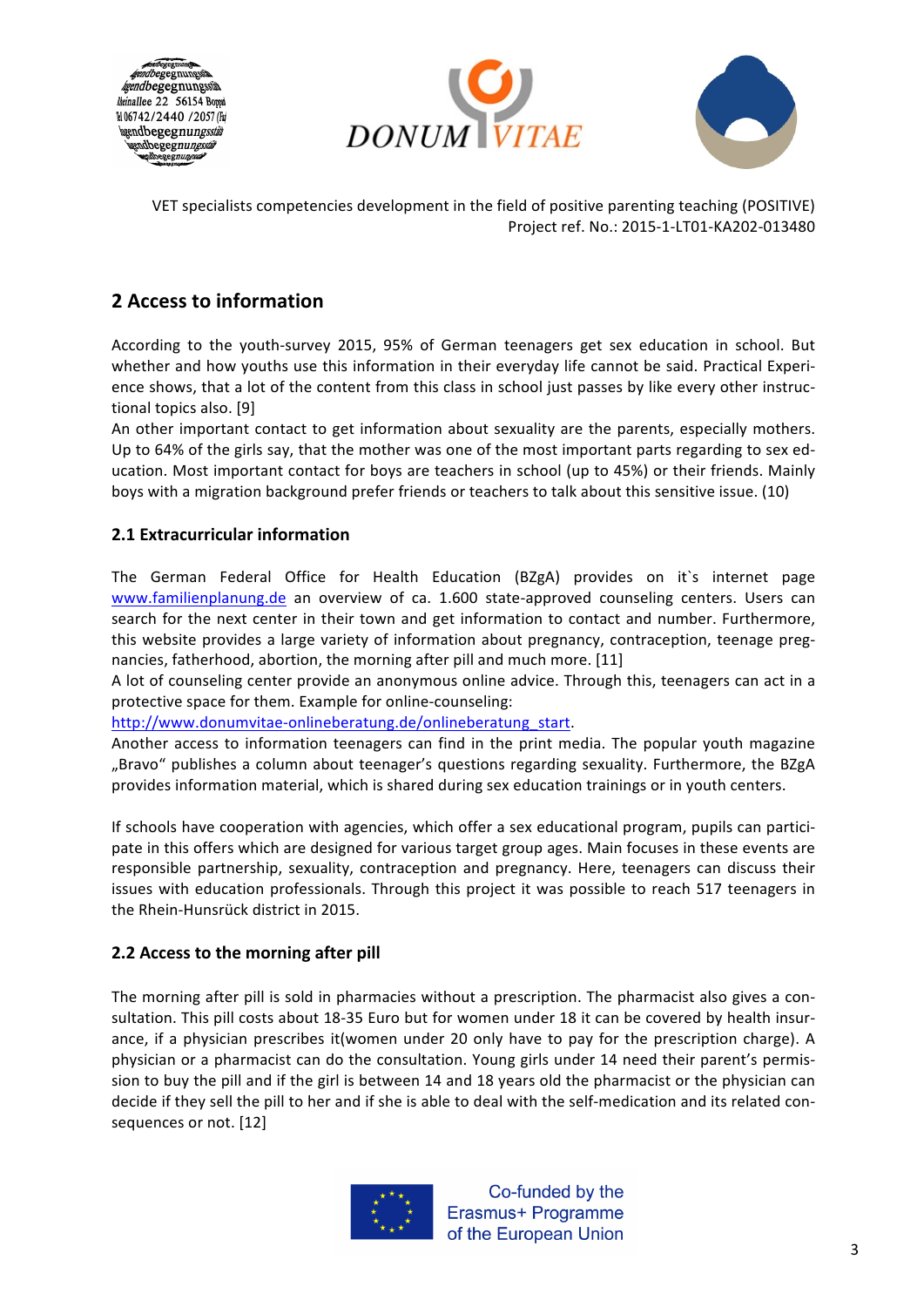## 2 Access to information

According to the youth-survey 2015, 95% of German teenagers get sex education in school. But whether and how youths use this information in their everyday life cannot be said. Practical Experience shows, that a lot of the content from this class in school just passes by like every other instructional topics also. [9]

An other important contact to get information about sexuality are the parents, especially mothers. Up to 64% of the girls say, that the mother was one of the most important parts regarding to sex education. Most important contact for boys are teachers in school (up to 45%) or their friends. Mainly boys with a migration background prefer friends or teachers to talk about this sensitive issue. (10)

### 2.1 Extracurricular information

The German Federal Office for Health Education (BZgA) provides on it`s internet page www.familienplanung.de an overview of ca. 1.600 state-approved counseling centers. Users can search for the next center in their town and get information to contact and number. Furthermore, this website provides a large variety of information about pregnancy, contraception, teenage pregnancies, fatherhood, abortion, the morning after pill and much more. [11]

A lot of counseling center provide an anonymous online advice. Through this, teenagers can act in a protective space for them. Example for online-counseling: http://www.donumvitae-onlineberatung.de/onlineberatung_start.

Another access to information teenagers can find in the print media. The popular youth magazine „Bravo" publishes a column about teenager's questions regarding sexuality. Furthermore, the BZgA provides information material, which is shared during sex education trainings or in youth centers.

If schools have cooperation with agencies, which offer a sex educational program, pupils can participate in this offers which are designed for various target group ages. Main focuses in these events are responsible partnership, sexuality, contraception and pregnancy. Here, teenagers can discuss their issues with education professionals. Through this project it was possible to reach 517 teenagers in the Rhein-Hunsrück district in 2015.

### 2.2 Access to the morning after pill

The morning after pill is sold in pharmacies without a prescription. The pharmacist also gives a consultation. This pill costs about 18-35 Euro but for women under 18 it can be covered by health insurance, if a physician prescribes it(women under 20 only have to pay for the prescription charge). A physician or a pharmacist can do the consultation. Young girls under 14 need their parent's permission to buy the pill and if the girl is between 14 and 18 years old the pharmacist or the physician can decide if they sell the pill to her and if she is able to deal with the self-medication and its related consequences or not. [12]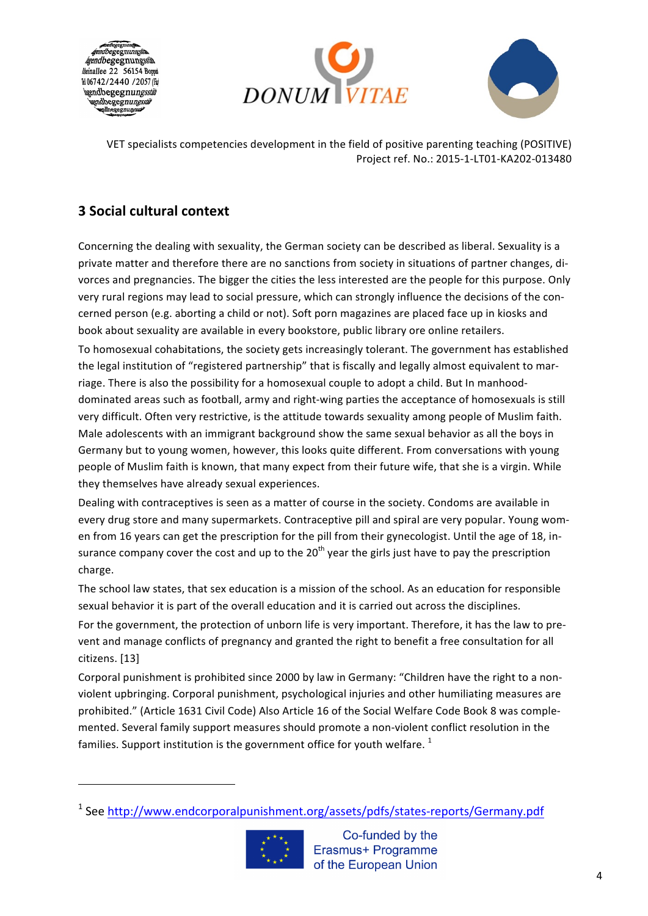## 3 Social cultural context

Concerning the dealing with sexuality, the German society can be described as liberal. Sexuality is a private matter and therefore there are no sanctions from society in situations of partner changes, divorces and pregnancies. The bigger the cities the less interested are the people for this purpose. Only very rural regions may lead to social pressure, which can strongly influence the decisions of the concerned person (e.g. aborting a child or not). Soft porn magazines are placed face up in kiosks and book about sexuality are available in every bookstore, public library ore online retailers.

To homosexual cohabitations, the society gets increasingly tolerant. The government has established the legal institution of "registered partnership" that is fiscally and legally almost equivalent to marriage. There is also the possibility for a homosexual couple to adopt a child. But In manhood-dominated areas such as football, army and right-wing parties the acceptance of homosexuals is still very difficult. Often very restrictive, is the attitude towards sexuality among people of Muslim faith. Male adolescents with an immigrant background show the same sexual behavior as all the boys in Germany but to young women, however, this looks quite different. From conversations with young people of Muslim faith is known, that many expect from their future wife, that she is a virgin. While they themselves have already sexual experiences.

Dealing with contraceptives is seen as a matter of course in the society. Condoms are available in every drug store and many supermarkets. Contraceptive pill and spiral are very popular. Young women from 16 years can get the prescription for the pill from their gynecologist. Until the age of 18, insurance company cover the cost and up to the 20th year the girls just have to pay the prescription charge.

The school law states, that sex education is a mission of the school. As an education for responsible sexual behavior it is part of the overall education and it is carried out across the disciplines.

For the government, the protection of unborn life is very important. Therefore, it has the law to prevent and manage conflicts of pregnancy and granted the right to benefit a free consultation for all citizens. [13]

Corporal punishment is prohibited since 2000 by law in Germany: "Children have the right to a non-violent upbringing. Corporal punishment, psychological injuries and other humiliating measures are prohibited." (Article 1631 Civil Code) Also Article 16 of the Social Welfare Code Book 8 was complemented. Several family support measures should promote a non-violent conflict resolution in the families. Support institution is the government office for youth welfare. [1]

---

[1] See http://www.endcorporalpunishment.org/assets/pdfs/states-reports/Germany.pdf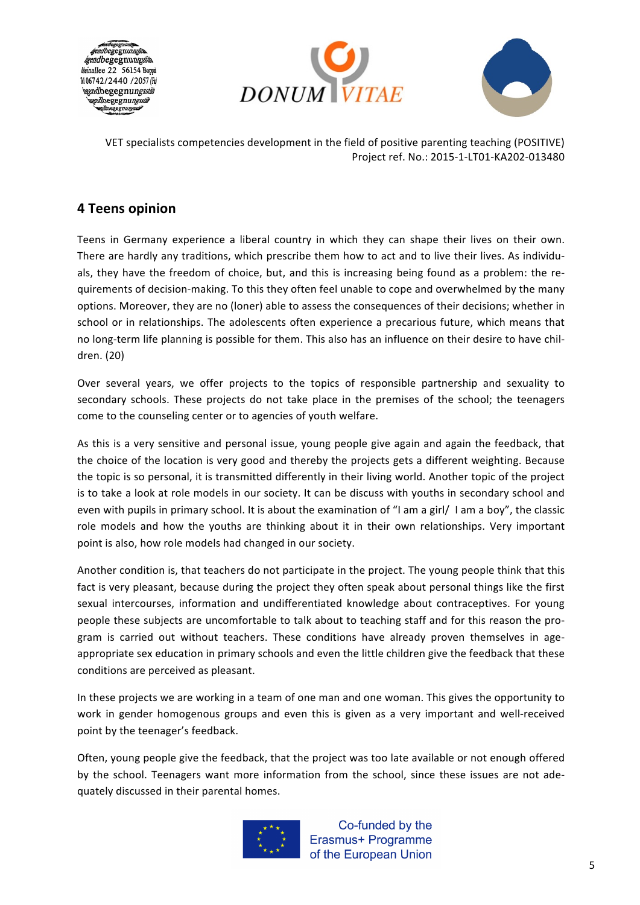## 4 Teens opinion

Teens in Germany experience a liberal country in which they can shape their lives on their own. There are hardly any traditions, which prescribe them how to act and to live their lives. As individuals, they have the freedom of choice, but, and this is increasing being found as a problem: the requirements of decision-making. To this they often feel unable to cope and overwhelmed by the many options. Moreover, they are no (loner) able to assess the consequences of their decisions; whether in school or in relationships. The adolescents often experience a precarious future, which means that no long-term life planning is possible for them. This also has an influence on their desire to have children. (20)

Over several years, we offer projects to the topics of responsible partnership and sexuality to secondary schools. These projects do not take place in the premises of the school; the teenagers come to the counseling center or to agencies of youth welfare.

As this is a very sensitive and personal issue, young people give again and again the feedback, that the choice of the location is very good and thereby the projects gets a different weighting. Because the topic is so personal, it is transmitted differently in their living world. Another topic of the project is to take a look at role models in our society. It can be discuss with youths in secondary school and even with pupils in primary school. It is about the examination of "I am a girl/ I am a boy", the classic role models and how the youths are thinking about it in their own relationships. Very important point is also, how role models had changed in our society.

Another condition is, that teachers do not participate in the project. The young people think that this fact is very pleasant, because during the project they often speak about personal things like the first sexual intercourses, information and undifferentiated knowledge about contraceptives. For young people these subjects are uncomfortable to talk about to teaching staff and for this reason the program is carried out without teachers. These conditions have already proven themselves in age-appropriate sex education in primary schools and even the little children give the feedback that these conditions are perceived as pleasant.

In these projects we are working in a team of one man and one woman. This gives the opportunity to work in gender homogenous groups and even this is given as a very important and well-received point by the teenager's feedback.

Often, young people give the feedback, that the project was too late available or not enough offered by the school. Teenagers want more information from the school, since these issues are not adequately discussed in their parental homes.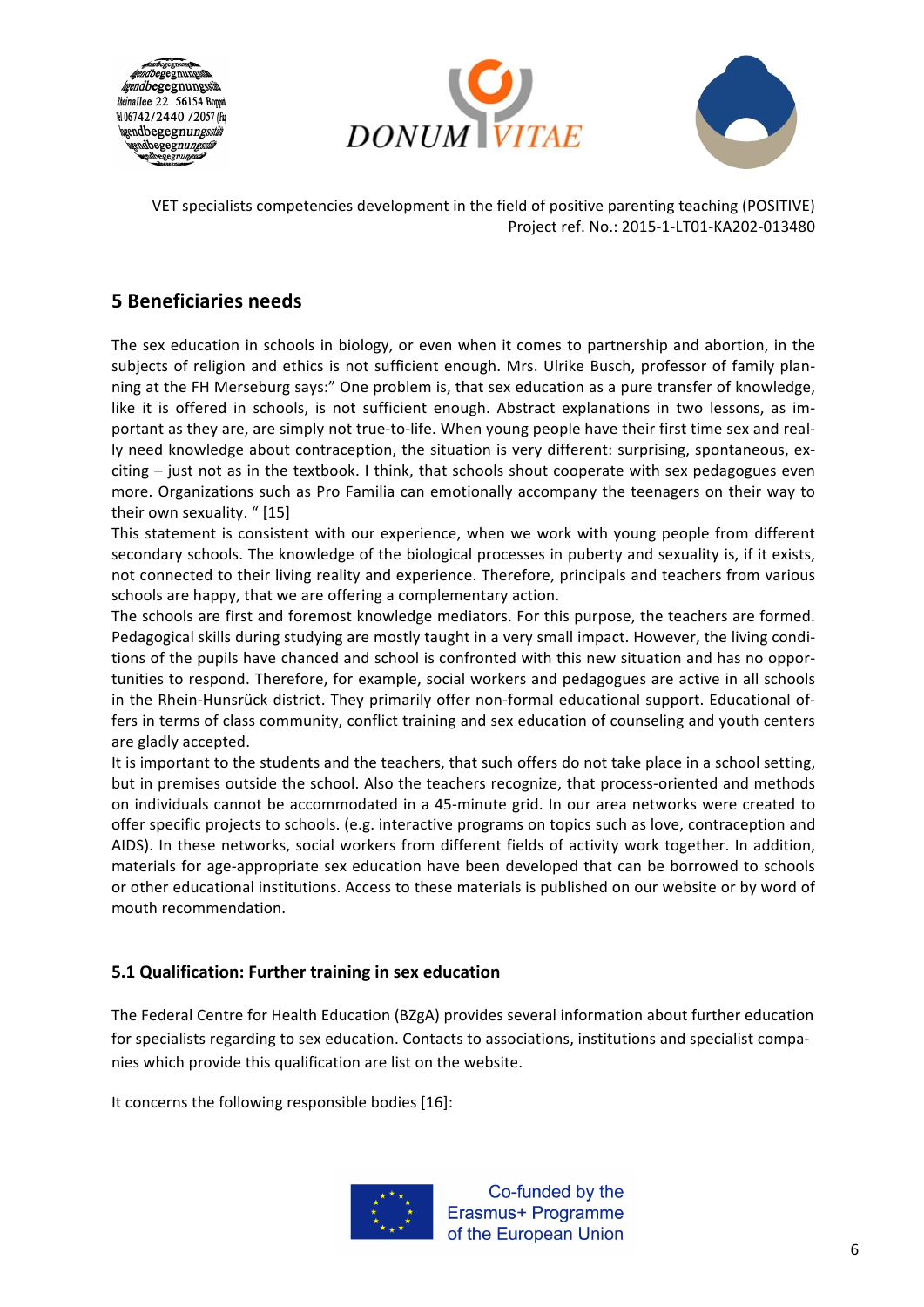## 5 Beneficiaries needs

The sex education in schools in biology, or even when it comes to partnership and abortion, in the subjects of religion and ethics is not sufficient enough. Mrs. Ulrike Busch, professor of family planning at the FH Merseburg says:" One problem is, that sex education as a pure transfer of knowledge, like it is offered in schools, is not sufficient enough. Abstract explanations in two lessons, as important as they are, are simply not true-to-life. When young people have their first time sex and really need knowledge about contraception, the situation is very different: surprising, spontaneous, exciting – just not as in the textbook. I think, that schools shout cooperate with sex pedagogues even more. Organizations such as Pro Familia can emotionally accompany the teenagers on their way to their own sexuality. " [15]

This statement is consistent with our experience, when we work with young people from different secondary schools. The knowledge of the biological processes in puberty and sexuality is, if it exists, not connected to their living reality and experience. Therefore, principals and teachers from various schools are happy, that we are offering a complementary action.

The schools are first and foremost knowledge mediators. For this purpose, the teachers are formed. Pedagogical skills during studying are mostly taught in a very small impact. However, the living conditions of the pupils have chanced and school is confronted with this new situation and has no opportunities to respond. Therefore, for example, social workers and pedagogues are active in all schools in the Rhein-Hunsrück district. They primarily offer non-formal educational support. Educational offers in terms of class community, conflict training and sex education of counseling and youth centers are gladly accepted.

It is important to the students and the teachers, that such offers do not take place in a school setting, but in premises outside the school. Also the teachers recognize, that process-oriented and methods on individuals cannot be accommodated in a 45-minute grid. In our area networks were created to offer specific projects to schools. (e.g. interactive programs on topics such as love, contraception and AIDS). In these networks, social workers from different fields of activity work together. In addition, materials for age-appropriate sex education have been developed that can be borrowed to schools or other educational institutions. Access to these materials is published on our website or by word of mouth recommendation.

### 5.1 Qualification: Further training in sex education

The Federal Centre for Health Education (BZgA) provides several information about further education for specialists regarding to sex education. Contacts to associations, institutions and specialist companies which provide this qualification are list on the website.

It concerns the following responsible bodies [16]: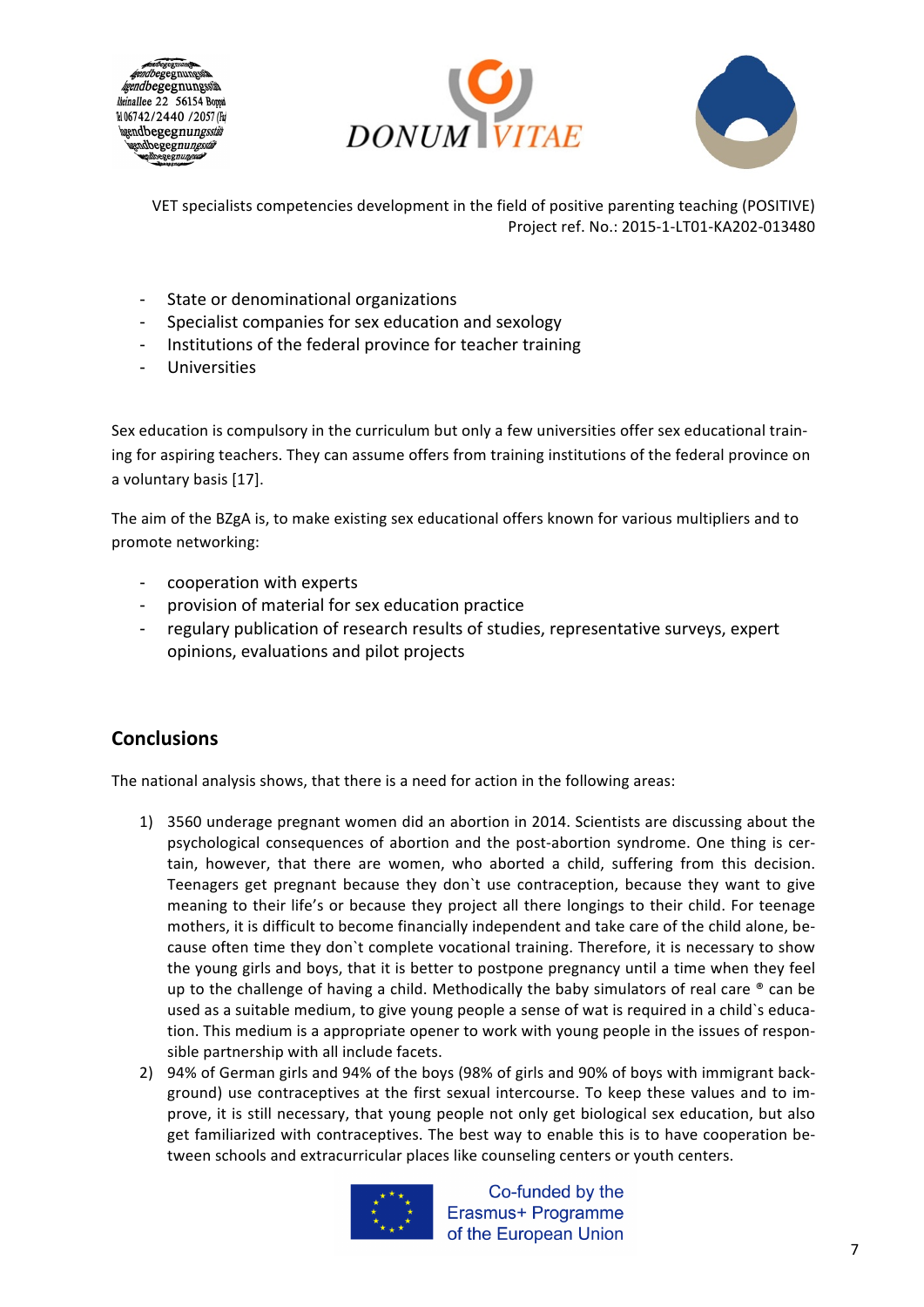- State or denominational organizations
- Specialist companies for sex education and sexology
- Institutions of the federal province for teacher training
- Universities

Sex education is compulsory in the curriculum but only a few universities offer sex educational training for aspiring teachers. They can assume offers from training institutions of the federal province on a voluntary basis [17].

The aim of the BZgA is, to make existing sex educational offers known for various multipliers and to promote networking:

- cooperation with experts
- provision of material for sex education practice
- regulary publication of research results of studies, representative surveys, expert opinions, evaluations and pilot projects

## Conclusions

The national analysis shows, that there is a need for action in the following areas:

1) 3560 underage pregnant women did an abortion in 2014. Scientists are discussing about the psychological consequences of abortion and the post-abortion syndrome. One thing is certain, however, that there are women, who aborted a child, suffering from this decision. Teenagers get pregnant because they don`t use contraception, because they want to give meaning to their life's or because they project all there longings to their child. For teenage mothers, it is difficult to become financially independent and take care of the child alone, because often time they don`t complete vocational training. Therefore, it is necessary to show the young girls and boys, that it is better to postpone pregnancy until a time when they feel up to the challenge of having a child. Methodically the baby simulators of real care ® can be used as a suitable medium, to give young people a sense of wat is required in a child`s education. This medium is a appropriate opener to work with young people in the issues of responsible partnership with all include facets.
2) 94% of German girls and 94% of the boys (98% of girls and 90% of boys with immigrant background) use contraceptives at the first sexual intercourse. To keep these values and to improve, it is still necessary, that young people not only get biological sex education, but also get familiarized with contraceptives. The best way to enable this is to have cooperation between schools and extracurricular places like counseling centers or youth centers.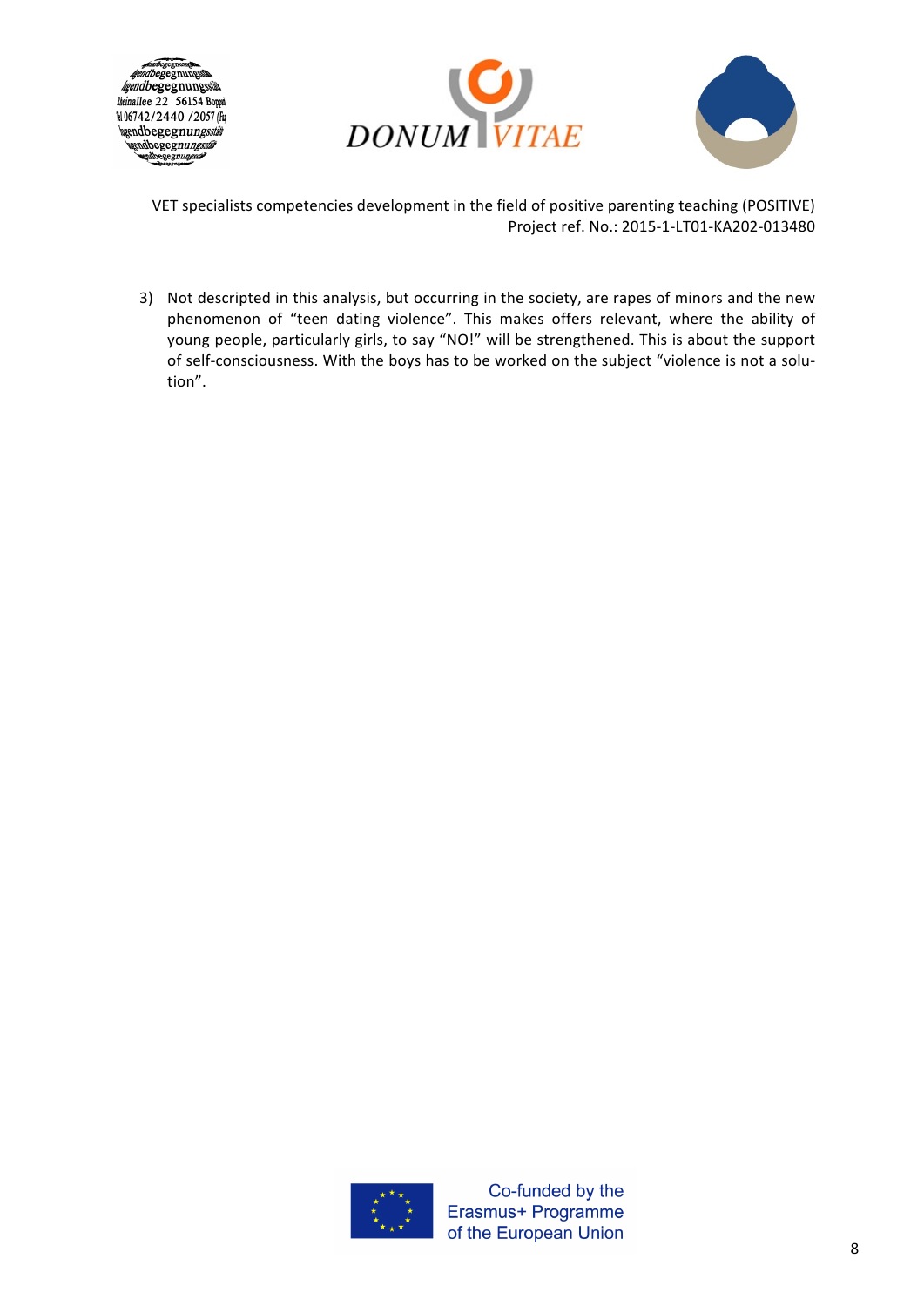3) Not descripted in this analysis, but occurring in the society, are rapes of minors and the new phenomenon of “teen dating violence”. This makes offers relevant, where the ability of young people, particularly girls, to say “NO!” will be strengthened. This is about the support of self-consciousness. With the boys has to be worked on the subject “violence is not a solution”.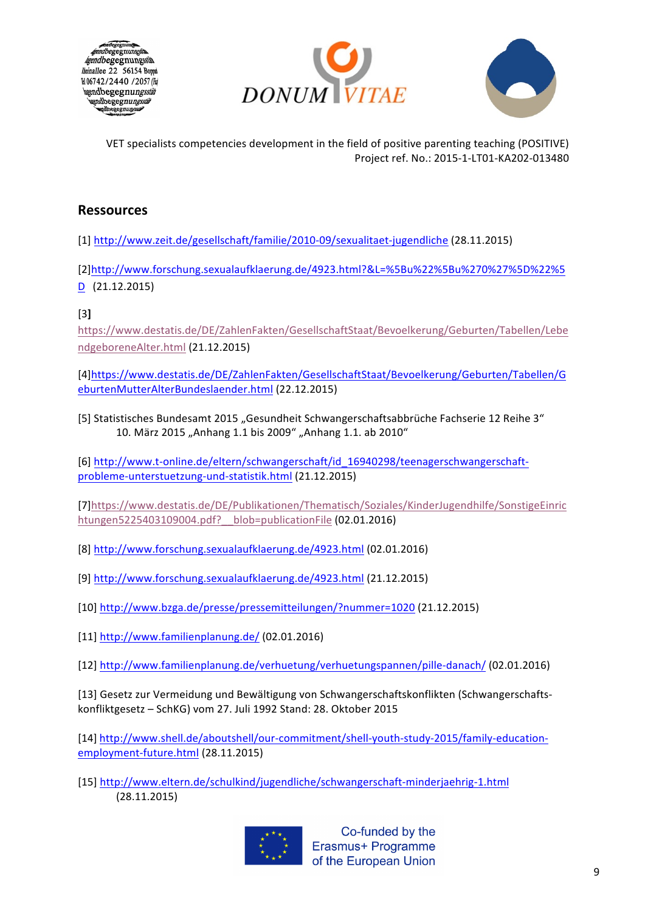## Ressources

[1] http://www.zeit.de/gesellschaft/familie/2010-09/sexualitaet-jugendliche (28.11.2015)

[2]http://www.forschung.sexualaufklaerung.de/4923.html?&L=%5Bu%22%5Bu%270%27%5D%22%5D (21.12.2015)

[3] https://www.destatis.de/DE/ZahlenFakten/GesellschaftStaat/Bevoelkerung/Geburten/Tabellen/LebendgeboreneAlter.html (21.12.2015)

[4]https://www.destatis.de/DE/ZahlenFakten/GesellschaftStaat/Bevoelkerung/Geburten/Tabellen/GeburtenMutterAlterBundeslaender.html (22.12.2015)

[5] Statistisches Bundesamt 2015 „Gesundheit Schwangerschaftsabbrüche Fachserie 12 Reihe 3" 10. März 2015 „Anhang 1.1 bis 2009" „Anhang 1.1. ab 2010"

[6] http://www.t-online.de/eltern/schwangerschaft/id_16940298/teenagerschwangerschaft-probleme-unterstuetzung-und-statistik.html (21.12.2015)

[7]https://www.destatis.de/DE/Publikationen/Thematisch/Soziales/KinderJugendhilfe/SonstigeEinrichtungen5225403109004.pdf?__blob=publicationFile (02.01.2016)

[8] http://www.forschung.sexualaufklaerung.de/4923.html (02.01.2016)

[9] http://www.forschung.sexualaufklaerung.de/4923.html (21.12.2015)

[10] http://www.bzga.de/presse/pressemitteilungen/?nummer=1020 (21.12.2015)

[11] http://www.familienplanung.de/ (02.01.2016)

[12] http://www.familienplanung.de/verhuetung/verhuetungspannen/pille-danach/ (02.01.2016)

[13] Gesetz zur Vermeidung und Bewältigung von Schwangerschaftskonflikten (Schwangerschaftskonfliktgesetz – SchKG) vom 27. Juli 1992 Stand: 28. Oktober 2015

[14] http://www.shell.de/aboutshell/our-commitment/shell-youth-study-2015/family-education-employment-future.html (28.11.2015)

[15] http://www.eltern.de/schulkind/jugendliche/schwangerschaft-minderjaehrig-1.html (28.11.2015)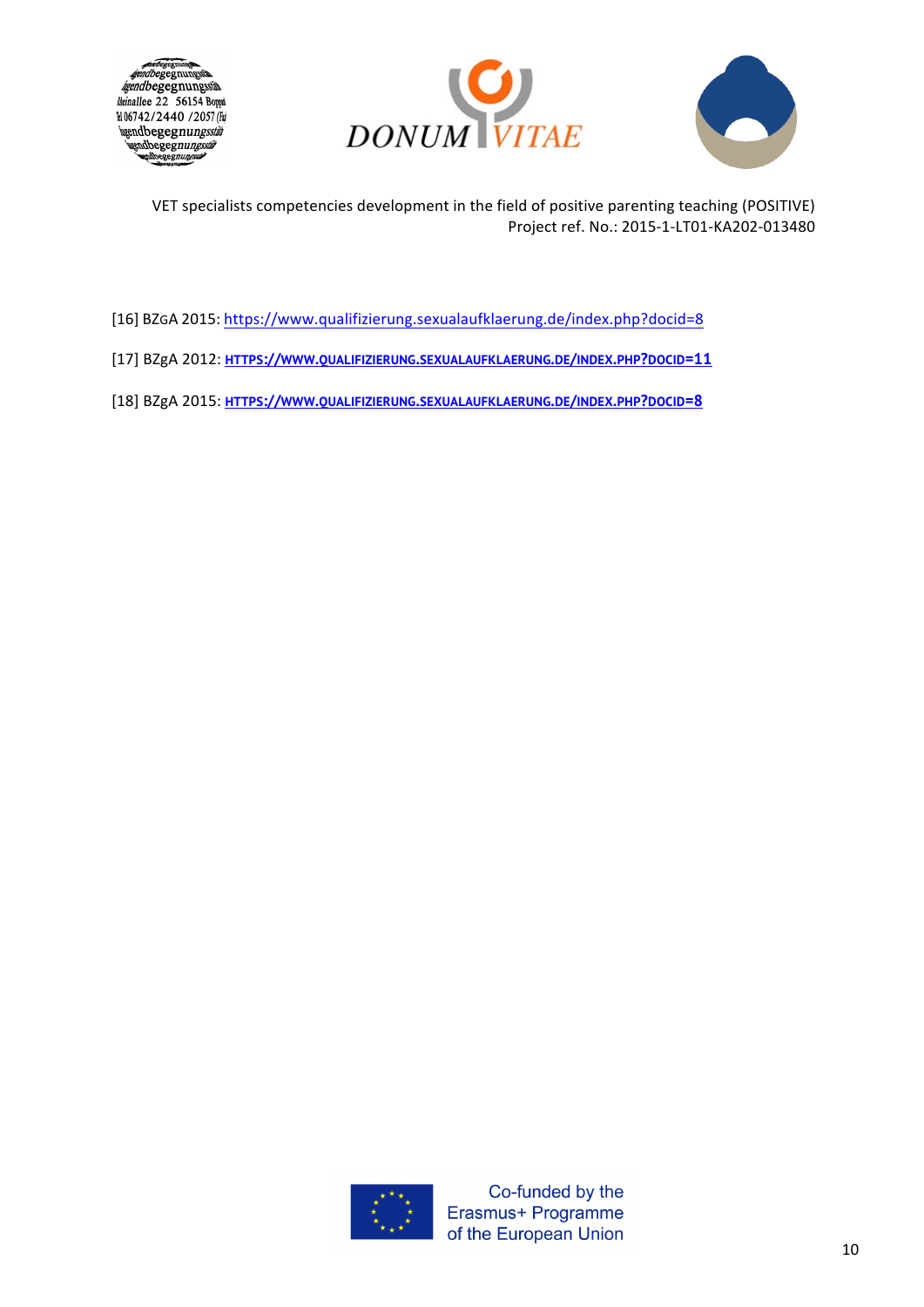[16] BZGA 2015: https://www.qualifizierung.sexualaufklaerung.de/index.php?docid=8

[17] BZgA 2012: HTTPS://WWW.QUALIFIZIERUNG.SEXUALAUFKLAERUNG.DE/INDEX.PHP?DOCID=11

[18] BZgA 2015: HTTPS://WWW.QUALIFIZIERUNG.SEXUALAUFKLAERUNG.DE/INDEX.PHP?DOCID=8